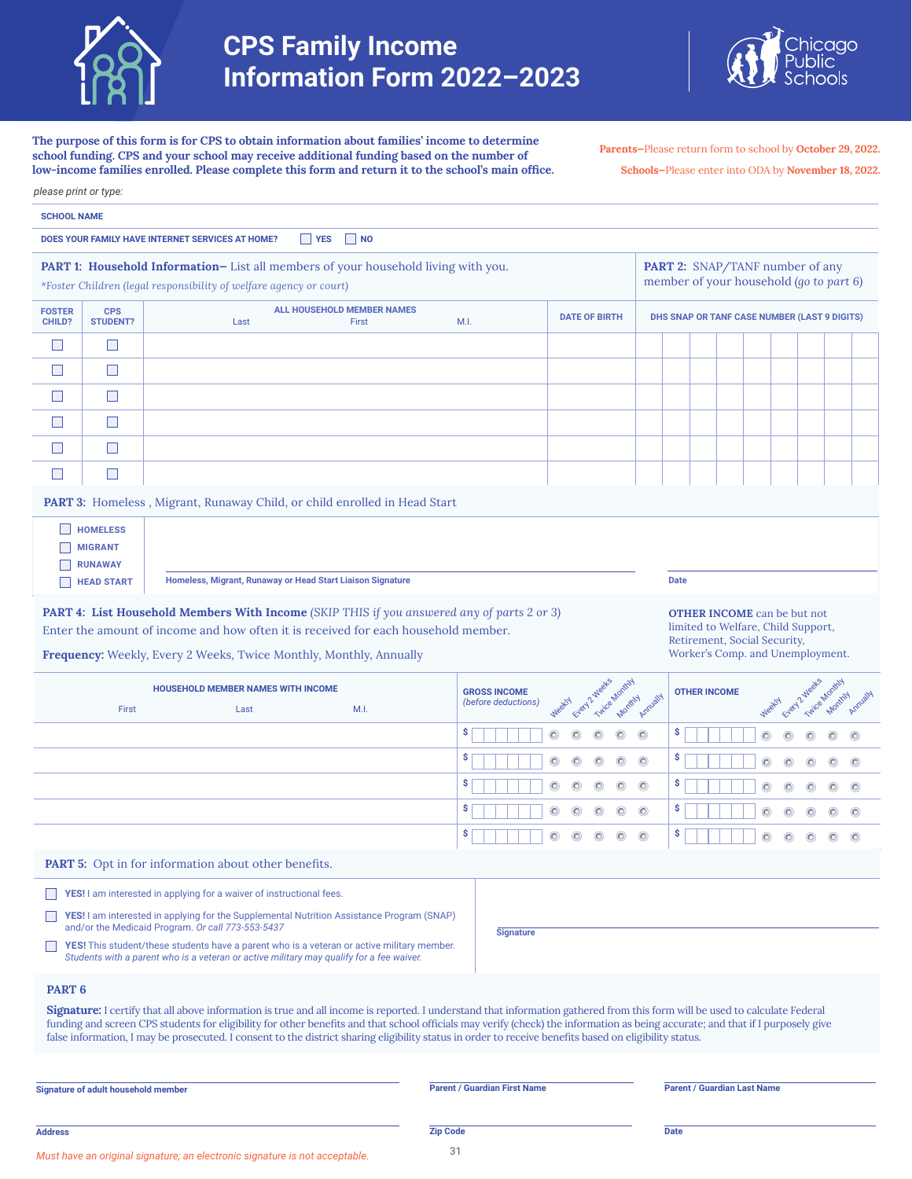# CPS Family Income Information Form 2022–2023

Chicago Public Schools

**The purpose of this form is for CPS to obtain information about families' income to determine school funding. CPS and your school may receive additional funding based on the number of low-income families enrolled. Please complete this form and return it to the school's main office.**

**Parents–**Please return form to school by **October 29, 2022.**

**Schools–**Please enter into ODA by **November 18, 2022.**

*please print or type:*

**SCHOOL NAME**

**DOES YOUR FAMILY HAVE INTERNET SERVICES AT HOME?** ☐ YES ☐ NO

**PART 1: Household Information–** List all members of your household living with you.
*\*Foster Children (legal responsibility of welfare agency or court)*

**PART 2:** SNAP/TANF number of any member of your household (*go to part 6*)

| FOSTER CHILD? | CPS STUDENT? | ALL HOUSEHOLD MEMBER NAMES (Last / First / M.I.) | DATE OF BIRTH | DHS SNAP OR TANF CASE NUMBER (LAST 9 DIGITS) |
|---|---|---|---|---|
| ☐ | ☐ | | | |
| ☐ | ☐ | | | |
| ☐ | ☐ | | | |
| ☐ | ☐ | | | |
| ☐ | ☐ | | | |
| ☐ | ☐ | | | |

**PART 3:** Homeless , Migrant, Runaway Child, or child enrolled in Head Start

- ☐ HOMELESS
- ☐ MIGRANT
- ☐ RUNAWAY
- ☐ HEAD START

Homeless, Migrant, Runaway or Head Start Liaison Signature ____________________ Date ____________

**PART 4: List Household Members With Income** (*SKIP THIS if you answered any of parts 2 or 3*)
Enter the amount of income and how often it is received for each household member.

**Frequency:** Weekly, Every 2 Weeks, Twice Monthly, Monthly, Annually

**OTHER INCOME** can be but not limited to Welfare, Child Support, Retirement, Social Security, Worker's Comp. and Unemployment.

| HOUSEHOLD MEMBER NAMES WITH INCOME (First / Last / M.I.) | GROSS INCOME (*before deductions*) | Weekly | Every 2 Weeks | Twice Monthly | Monthly | Annually | OTHER INCOME | Weekly | Every 2 Weeks | Twice Monthly | Monthly | Annually |
|---|---|---|---|---|---|---|---|---|---|---|---|---|
| | $ | ○ | ○ | ○ | ○ | ○ | $ | ○ | ○ | ○ | ○ | ○ |
| | $ | ○ | ○ | ○ | ○ | ○ | $ | ○ | ○ | ○ | ○ | ○ |
| | $ | ○ | ○ | ○ | ○ | ○ | $ | ○ | ○ | ○ | ○ | ○ |
| | $ | ○ | ○ | ○ | ○ | ○ | $ | ○ | ○ | ○ | ○ | ○ |
| | $ | ○ | ○ | ○ | ○ | ○ | $ | ○ | ○ | ○ | ○ | ○ |

**PART 5:** Opt in for information about other benefits.

- ☐ **YES!** I am interested in applying for a waiver of instructional fees.
- ☐ **YES!** I am interested in applying for the Supplemental Nutrition Assistance Program (SNAP) and/or the Medicaid Program. *Or call 773-553-5437*
- ☐ **YES!** This student/these students have a parent who is a veteran or active military member. *Students with a parent who is a veteran or active military may qualify for a fee waiver.*

Signature ____________________

**PART 6**

**Signature:** I certify that all above information is true and all income is reported. I understand that information gathered from this form will be used to calculate Federal funding and screen CPS students for eligibility for other benefits and that school officials may verify (check) the information as being accurate; and that if I purposely give false information, I may be prosecuted. I consent to the district sharing eligibility status in order to receive benefits based on eligibility status.

Signature of adult household member ____________________ Parent / Guardian First Name ____________________ Parent / Guardian Last Name ____________________

Address ____________________ Zip Code ____________________ Date ____________________

*Must have an original signature; an electronic signature is not acceptable.*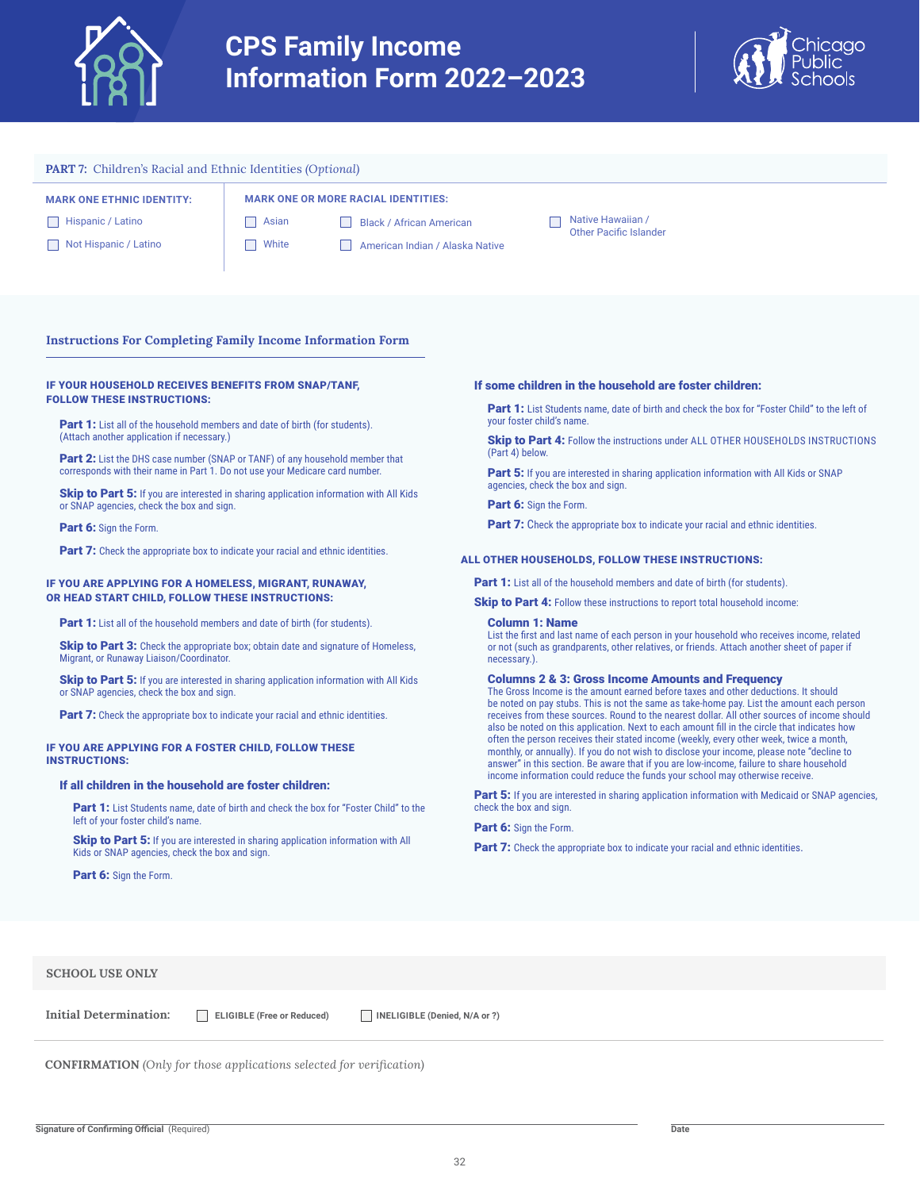# CPS Family Income Information Form 2022–2023

Chicago Public Schools

**PART 7:** Children's Racial and Ethnic Identities *(Optional)*

**MARK ONE ETHNIC IDENTITY:**

- ☐ Hispanic / Latino
- ☐ Not Hispanic / Latino

**MARK ONE OR MORE RACIAL IDENTITIES:**

- ☐ Asian
- ☐ White
- ☐ Black / African American
- ☐ American Indian / Alaska Native
- ☐ Native Hawaiian / Other Pacific Islander

## Instructions For Completing Family Income Information Form

### IF YOUR HOUSEHOLD RECEIVES BENEFITS FROM SNAP/TANF, FOLLOW THESE INSTRUCTIONS:

**Part 1:** List all of the household members and date of birth (for students). (Attach another application if necessary.)

**Part 2:** List the DHS case number (SNAP or TANF) of any household member that corresponds with their name in Part 1. Do not use your Medicare card number.

**Skip to Part 5:** If you are interested in sharing application information with All Kids or SNAP agencies, check the box and sign.

**Part 6:** Sign the Form.

**Part 7:** Check the appropriate box to indicate your racial and ethnic identities.

### IF YOU ARE APPLYING FOR A HOMELESS, MIGRANT, RUNAWAY, OR HEAD START CHILD, FOLLOW THESE INSTRUCTIONS:

**Part 1:** List all of the household members and date of birth (for students).

**Skip to Part 3:** Check the appropriate box; obtain date and signature of Homeless, Migrant, or Runaway Liaison/Coordinator.

**Skip to Part 5:** If you are interested in sharing application information with All Kids or SNAP agencies, check the box and sign.

**Part 7:** Check the appropriate box to indicate your racial and ethnic identities.

### IF YOU ARE APPLYING FOR A FOSTER CHILD, FOLLOW THESE INSTRUCTIONS:

#### If all children in the household are foster children:

**Part 1:** List Students name, date of birth and check the box for "Foster Child" to the left of your foster child's name.

**Skip to Part 5:** If you are interested in sharing application information with All Kids or SNAP agencies, check the box and sign.

**Part 6:** Sign the Form.

#### If some children in the household are foster children:

**Part 1:** List Students name, date of birth and check the box for "Foster Child" to the left of your foster child's name.

**Skip to Part 4:** Follow the instructions under ALL OTHER HOUSEHOLDS INSTRUCTIONS (Part 4) below.

**Part 5:** If you are interested in sharing application information with All Kids or SNAP agencies, check the box and sign.

**Part 6:** Sign the Form.

**Part 7:** Check the appropriate box to indicate your racial and ethnic identities.

### ALL OTHER HOUSEHOLDS, FOLLOW THESE INSTRUCTIONS:

**Part 1:** List all of the household members and date of birth (for students).

**Skip to Part 4:** Follow these instructions to report total household income:

**Column 1: Name**
List the first and last name of each person in your household who receives income, related or not (such as grandparents, other relatives, or friends. Attach another sheet of paper if necessary.).

**Columns 2 & 3: Gross Income Amounts and Frequency**
The Gross Income is the amount earned before taxes and other deductions. It should be noted on pay stubs. This is not the same as take-home pay. List the amount each person receives from these sources. Round to the nearest dollar. All other sources of income should also be noted on this application. Next to each amount fill in the circle that indicates how often the person receives their stated income (weekly, every other week, twice a month, monthly, or annually). If you do not wish to disclose your income, please note "decline to answer" in this section. Be aware that if you are low-income, failure to share household income information could reduce the funds your school may otherwise receive.

**Part 5:** If you are interested in sharing application information with Medicaid or SNAP agencies, check the box and sign.

**Part 6:** Sign the Form.

**Part 7:** Check the appropriate box to indicate your racial and ethnic identities.

## SCHOOL USE ONLY

**Initial Determination:** ☐ **ELIGIBLE (Free or Reduced)** ☐ **INELIGIBLE (Denied, N/A or ?)**

**CONFIRMATION** *(Only for those applications selected for verification)*

**Signature of Confirming Official** (Required) ______________________ **Date** __________